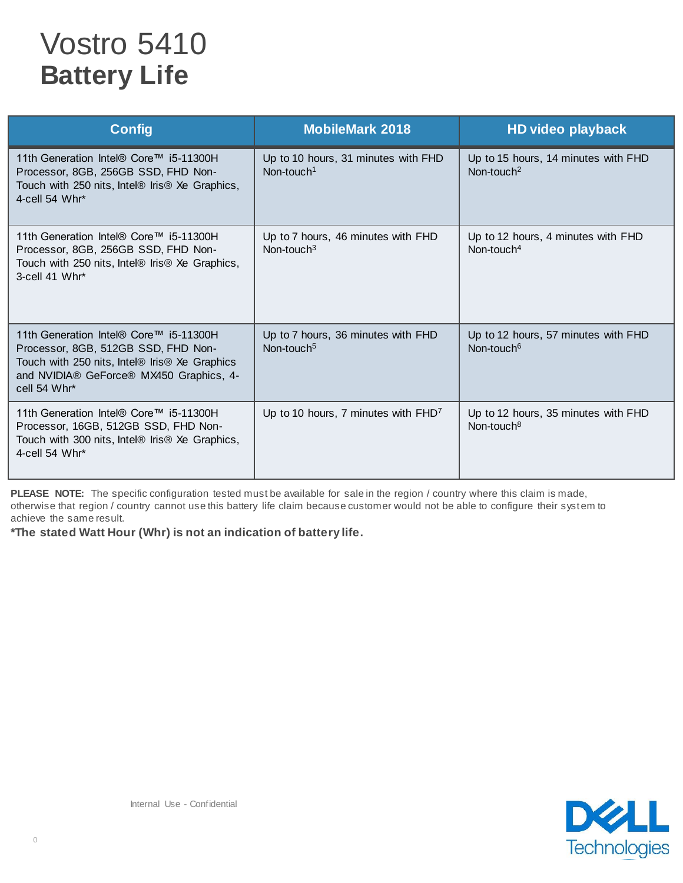# Vostro 5410
## Battery Life

| Config | MobileMark 2018 | HD video playback |
|---|---|---|
| 11th Generation Intel® Core™ i5-11300H Processor, 8GB, 256GB SSD, FHD Non-Touch with 250 nits, Intel® Iris® Xe Graphics, 4-cell 54 Whr* | Up to 10 hours, 31 minutes with FHD Non-touch[1] | Up to 15 hours, 14 minutes with FHD Non-touch[2] |
| 11th Generation Intel® Core™ i5-11300H Processor, 8GB, 256GB SSD, FHD Non-Touch with 250 nits, Intel® Iris® Xe Graphics, 3-cell 41 Whr* | Up to 7 hours, 46 minutes with FHD Non-touch[3] | Up to 12 hours, 4 minutes with FHD Non-touch[4] |
| 11th Generation Intel® Core™ i5-11300H Processor, 8GB, 512GB SSD, FHD Non-Touch with 250 nits, Intel® Iris® Xe Graphics and NVIDIA® GeForce® MX450 Graphics, 4-cell 54 Whr* | Up to 7 hours, 36 minutes with FHD Non-touch[5] | Up to 12 hours, 57 minutes with FHD Non-touch[6] |
| 11th Generation Intel® Core™ i5-11300H Processor, 16GB, 512GB SSD, FHD Non-Touch with 300 nits, Intel® Iris® Xe Graphics, 4-cell 54 Whr* | Up to 10 hours, 7 minutes with FHD[7] | Up to 12 hours, 35 minutes with FHD Non-touch[8] |

**PLEASE NOTE:** The specific configuration tested must be available for sale in the region / country where this claim is made, otherwise that region / country cannot use this battery life claim because customer would not be able to configure their system to achieve the same result.

***The stated Watt Hour (Whr) is not an indication of battery life.**

Internal Use - Confidential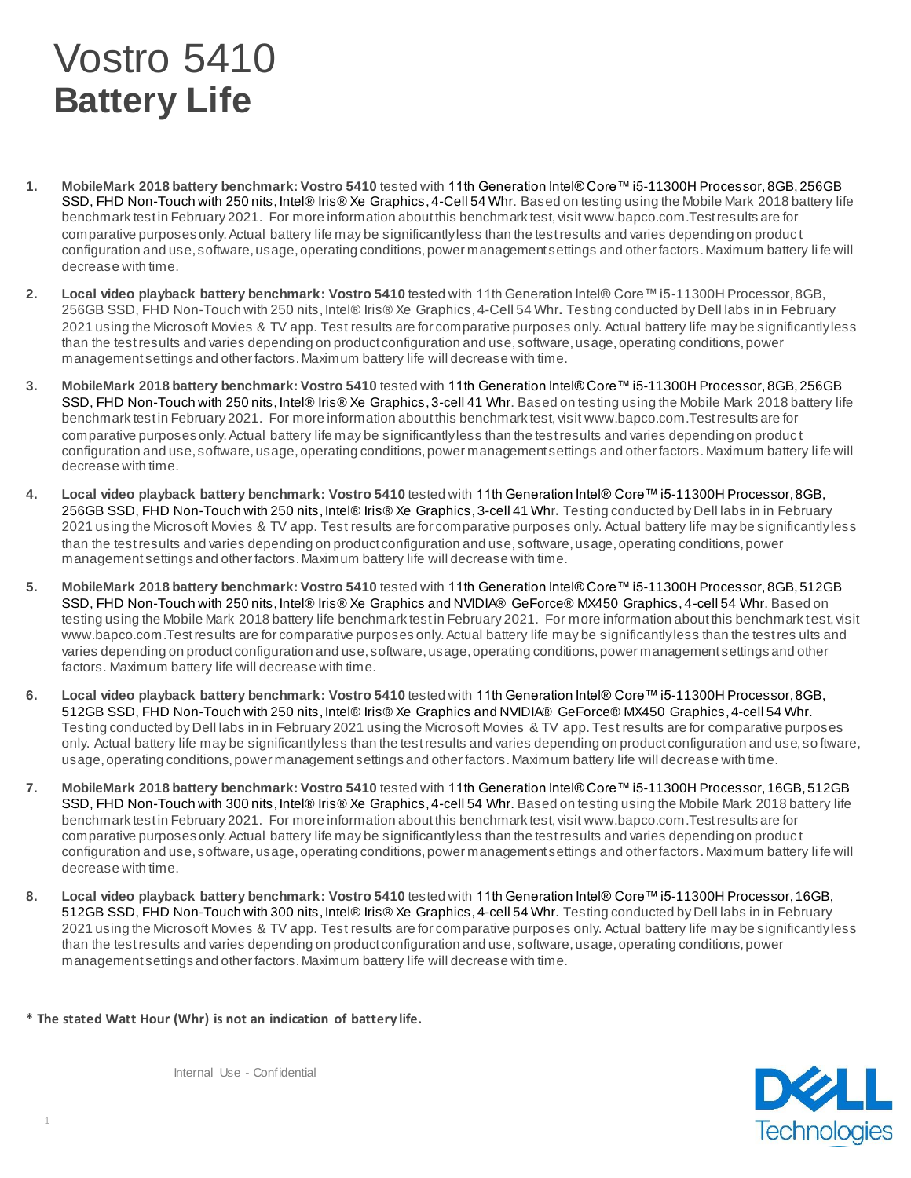# Vostro 5410
## Battery Life

1. **MobileMark 2018 battery benchmark: Vostro 5410** tested with 11th Generation Intel® Core™ i5-11300H Processor, 8GB, 256GB SSD, FHD Non-Touch with 250 nits, Intel® Iris® Xe Graphics, 4-Cell 54 Whr. Based on testing using the Mobile Mark 2018 battery life benchmark test in February 2021. For more information about this benchmark test, visit www.bapco.com. Test results are for comparative purposes only. Actual battery life may be significantly less than the test results and varies depending on product configuration and use, software, usage, operating conditions, power management settings and other factors. Maximum battery life will decrease with time.

2. **Local video playback battery benchmark: Vostro 5410** tested with 11th Generation Intel® Core™ i5-11300H Processor, 8GB, 256GB SSD, FHD Non-Touch with 250 nits, Intel® Iris® Xe Graphics, 4-Cell 54 Whr. Testing conducted by Dell labs in in February 2021 using the Microsoft Movies & TV app. Test results are for comparative purposes only. Actual battery life may be significantly less than the test results and varies depending on product configuration and use, software, usage, operating conditions, power management settings and other factors. Maximum battery life will decrease with time.

3. **MobileMark 2018 battery benchmark: Vostro 5410** tested with 11th Generation Intel® Core™ i5-11300H Processor, 8GB, 256GB SSD, FHD Non-Touch with 250 nits, Intel® Iris® Xe Graphics, 3-cell 41 Whr. Based on testing using the Mobile Mark 2018 battery life benchmark test in February 2021. For more information about this benchmark test, visit www.bapco.com. Test results are for comparative purposes only. Actual battery life may be significantly less than the test results and varies depending on product configuration and use, software, usage, operating conditions, power management settings and other factors. Maximum battery life will decrease with time.

4. **Local video playback battery benchmark: Vostro 5410** tested with 11th Generation Intel® Core™ i5-11300H Processor, 8GB, 256GB SSD, FHD Non-Touch with 250 nits, Intel® Iris® Xe Graphics, 3-cell 41 Whr. Testing conducted by Dell labs in in February 2021 using the Microsoft Movies & TV app. Test results are for comparative purposes only. Actual battery life may be significantly less than the test results and varies depending on product configuration and use, software, usage, operating conditions, power management settings and other factors. Maximum battery life will decrease with time.

5. **MobileMark 2018 battery benchmark: Vostro 5410** tested with 11th Generation Intel® Core™ i5-11300H Processor, 8GB, 512GB SSD, FHD Non-Touch with 250 nits, Intel® Iris® Xe Graphics and NVIDIA® GeForce® MX450 Graphics, 4-cell 54 Whr. Based on testing using the Mobile Mark 2018 battery life benchmark test in February 2021. For more information about this benchmark test, visit www.bapco.com. Test results are for comparative purposes only. Actual battery life may be significantly less than the test results and varies depending on product configuration and use, software, usage, operating conditions, power management settings and other factors. Maximum battery life will decrease with time.

6. **Local video playback battery benchmark: Vostro 5410** tested with 11th Generation Intel® Core™ i5-11300H Processor, 8GB, 512GB SSD, FHD Non-Touch with 250 nits, Intel® Iris® Xe Graphics and NVIDIA® GeForce® MX450 Graphics, 4-cell 54 Whr. Testing conducted by Dell labs in in February 2021 using the Microsoft Movies & TV app. Test results are for comparative purposes only. Actual battery life may be significantly less than the test results and varies depending on product configuration and use, software, usage, operating conditions, power management settings and other factors. Maximum battery life will decrease with time.

7. **MobileMark 2018 battery benchmark: Vostro 5410** tested with 11th Generation Intel® Core™ i5-11300H Processor, 16GB, 512GB SSD, FHD Non-Touch with 300 nits, Intel® Iris® Xe Graphics, 4-cell 54 Whr. Based on testing using the Mobile Mark 2018 battery life benchmark test in February 2021. For more information about this benchmark test, visit www.bapco.com. Test results are for comparative purposes only. Actual battery life may be significantly less than the test results and varies depending on product configuration and use, software, usage, operating conditions, power management settings and other factors. Maximum battery life will decrease with time.

8. **Local video playback battery benchmark: Vostro 5410** tested with 11th Generation Intel® Core™ i5-11300H Processor, 16GB, 512GB SSD, FHD Non-Touch with 300 nits, Intel® Iris® Xe Graphics, 4-cell 54 Whr. Testing conducted by Dell labs in in February 2021 using the Microsoft Movies & TV app. Test results are for comparative purposes only. Actual battery life may be significantly less than the test results and varies depending on product configuration and use, software, usage, operating conditions, power management settings and other factors. Maximum battery life will decrease with time.

**\* The stated Watt Hour (Whr) is not an indication of battery life.**

Internal Use - Confidential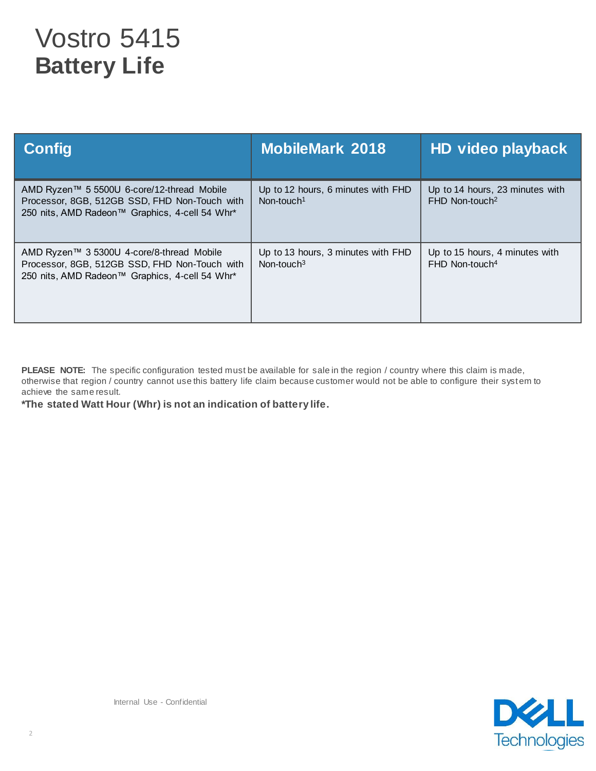# Vostro 5415
## Battery Life

| Config | MobileMark 2018 | HD video playback |
| --- | --- | --- |
| AMD Ryzen™ 5 5500U 6-core/12-thread Mobile Processor, 8GB, 512GB SSD, FHD Non-Touch with 250 nits, AMD Radeon™ Graphics, 4-cell 54 Whr* | Up to 12 hours, 6 minutes with FHD Non-touch[1] | Up to 14 hours, 23 minutes with FHD Non-touch[2] |
| AMD Ryzen™ 3 5300U 4-core/8-thread Mobile Processor, 8GB, 512GB SSD, FHD Non-Touch with 250 nits, AMD Radeon™ Graphics, 4-cell 54 Whr* | Up to 13 hours, 3 minutes with FHD Non-touch[3] | Up to 15 hours, 4 minutes with FHD Non-touch[4] |

**PLEASE NOTE:** The specific configuration tested must be available for sale in the region / country where this claim is made, otherwise that region / country cannot use this battery life claim because customer would not be able to configure their system to achieve the same result.

**\*The stated Watt Hour (Whr) is not an indication of battery life.**

Internal Use - Confidential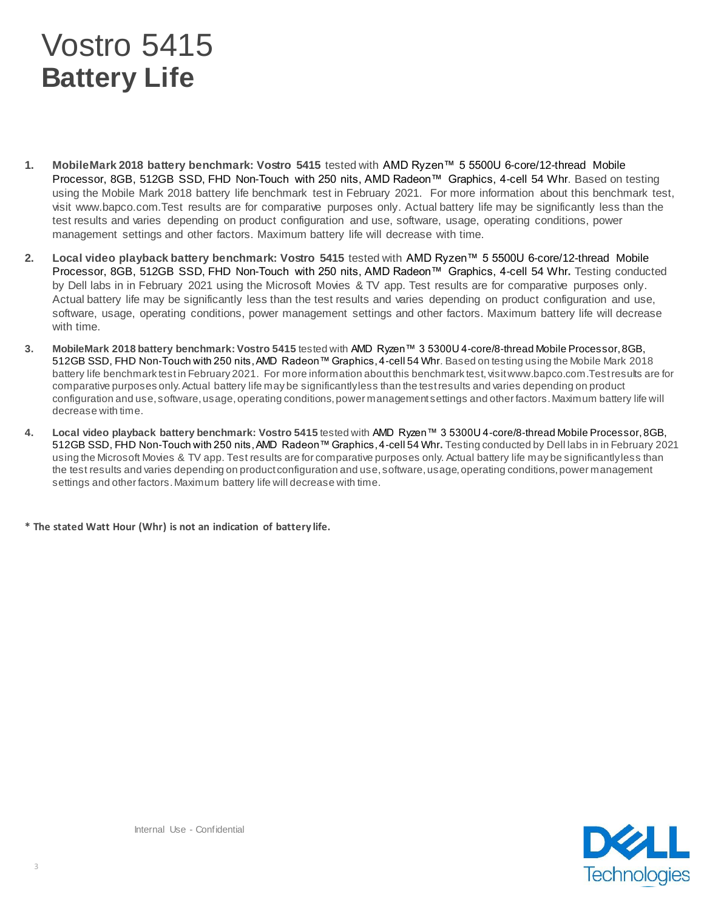# Vostro 5415
## Battery Life

1. **MobileMark 2018 battery benchmark: Vostro 5415** tested with AMD Ryzen™ 5 5500U 6-core/12-thread Mobile Processor, 8GB, 512GB SSD, FHD Non-Touch with 250 nits, AMD Radeon™ Graphics, 4-cell 54 Whr. Based on testing using the Mobile Mark 2018 battery life benchmark test in February 2021. For more information about this benchmark test, visit www.bapco.com.Test results are for comparative purposes only. Actual battery life may be significantly less than the test results and varies depending on product configuration and use, software, usage, operating conditions, power management settings and other factors. Maximum battery life will decrease with time.
2. **Local video playback battery benchmark: Vostro 5415** tested with AMD Ryzen™ 5 5500U 6-core/12-thread Mobile Processor, 8GB, 512GB SSD, FHD Non-Touch with 250 nits, AMD Radeon™ Graphics, 4-cell 54 Whr. Testing conducted by Dell labs in in February 2021 using the Microsoft Movies & TV app. Test results are for comparative purposes only. Actual battery life may be significantly less than the test results and varies depending on product configuration and use, software, usage, operating conditions, power management settings and other factors. Maximum battery life will decrease with time.
3. **MobileMark 2018 battery benchmark: Vostro 5415** tested with AMD Ryzen™ 3 5300U 4-core/8-thread Mobile Processor, 8GB, 512GB SSD, FHD Non-Touch with 250 nits, AMD Radeon™ Graphics, 4-cell 54 Whr. Based on testing using the Mobile Mark 2018 battery life benchmark test in February 2021. For more information about this benchmark test, visit www.bapco.com.Test results are for comparative purposes only. Actual battery life may be significantly less than the test results and varies depending on product configuration and use, software, usage, operating conditions, power management settings and other factors. Maximum battery life will decrease with time.
4. **Local video playback battery benchmark: Vostro 5415** tested with AMD Ryzen™ 3 5300U 4-core/8-thread Mobile Processor, 8GB, 512GB SSD, FHD Non-Touch with 250 nits, AMD Radeon™ Graphics, 4-cell 54 Whr. Testing conducted by Dell labs in in February 2021 using the Microsoft Movies & TV app. Test results are for comparative purposes only. Actual battery life may be significantly less than the test results and varies depending on product configuration and use, software, usage, operating conditions, power management settings and other factors. Maximum battery life will decrease with time.

**\* The stated Watt Hour (Whr) is not an indication of battery life.**

Internal Use - Confidential